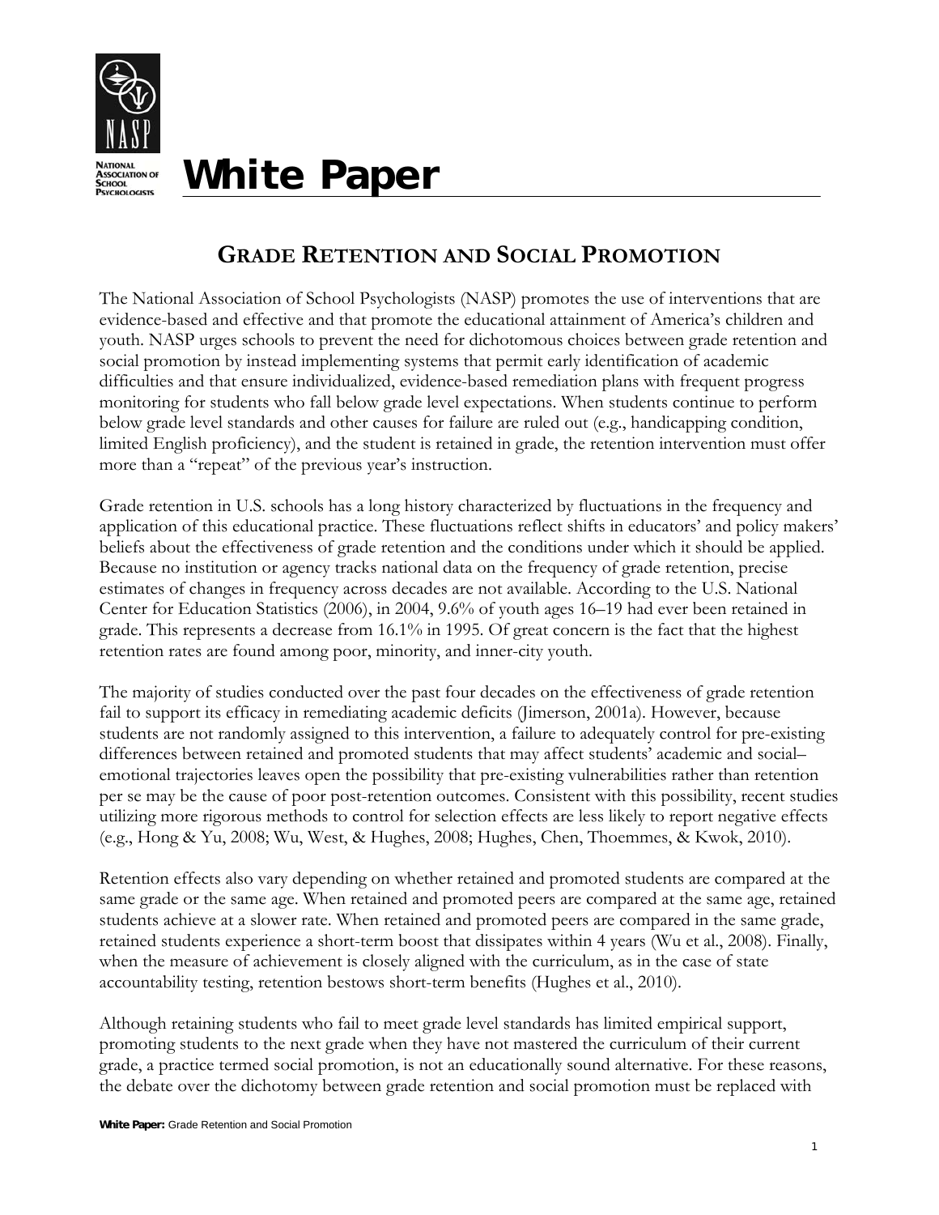# White Paper

## Grade Retention and Social Promotion

The National Association of School Psychologists (NASP) promotes the use of interventions that are evidence-based and effective and that promote the educational attainment of America's children and youth. NASP urges schools to prevent the need for dichotomous choices between grade retention and social promotion by instead implementing systems that permit early identification of academic difficulties and that ensure individualized, evidence-based remediation plans with frequent progress monitoring for students who fall below grade level expectations. When students continue to perform below grade level standards and other causes for failure are ruled out (e.g., handicapping condition, limited English proficiency), and the student is retained in grade, the retention intervention must offer more than a "repeat" of the previous year's instruction.

Grade retention in U.S. schools has a long history characterized by fluctuations in the frequency and application of this educational practice. These fluctuations reflect shifts in educators' and policy makers' beliefs about the effectiveness of grade retention and the conditions under which it should be applied. Because no institution or agency tracks national data on the frequency of grade retention, precise estimates of changes in frequency across decades are not available. According to the U.S. National Center for Education Statistics (2006), in 2004, 9.6% of youth ages 16–19 had ever been retained in grade. This represents a decrease from 16.1% in 1995. Of great concern is the fact that the highest retention rates are found among poor, minority, and inner-city youth.

The majority of studies conducted over the past four decades on the effectiveness of grade retention fail to support its efficacy in remediating academic deficits (Jimerson, 2001a). However, because students are not randomly assigned to this intervention, a failure to adequately control for pre-existing differences between retained and promoted students that may affect students' academic and social–emotional trajectories leaves open the possibility that pre-existing vulnerabilities rather than retention per se may be the cause of poor post-retention outcomes. Consistent with this possibility, recent studies utilizing more rigorous methods to control for selection effects are less likely to report negative effects (e.g., Hong & Yu, 2008; Wu, West, & Hughes, 2008; Hughes, Chen, Thoemmes, & Kwok, 2010).

Retention effects also vary depending on whether retained and promoted students are compared at the same grade or the same age. When retained and promoted peers are compared at the same age, retained students achieve at a slower rate. When retained and promoted peers are compared in the same grade, retained students experience a short-term boost that dissipates within 4 years (Wu et al., 2008). Finally, when the measure of achievement is closely aligned with the curriculum, as in the case of state accountability testing, retention bestows short-term benefits (Hughes et al., 2010).

Although retaining students who fail to meet grade level standards has limited empirical support, promoting students to the next grade when they have not mastered the curriculum of their current grade, a practice termed social promotion, is not an educationally sound alternative. For these reasons, the debate over the dichotomy between grade retention and social promotion must be replaced with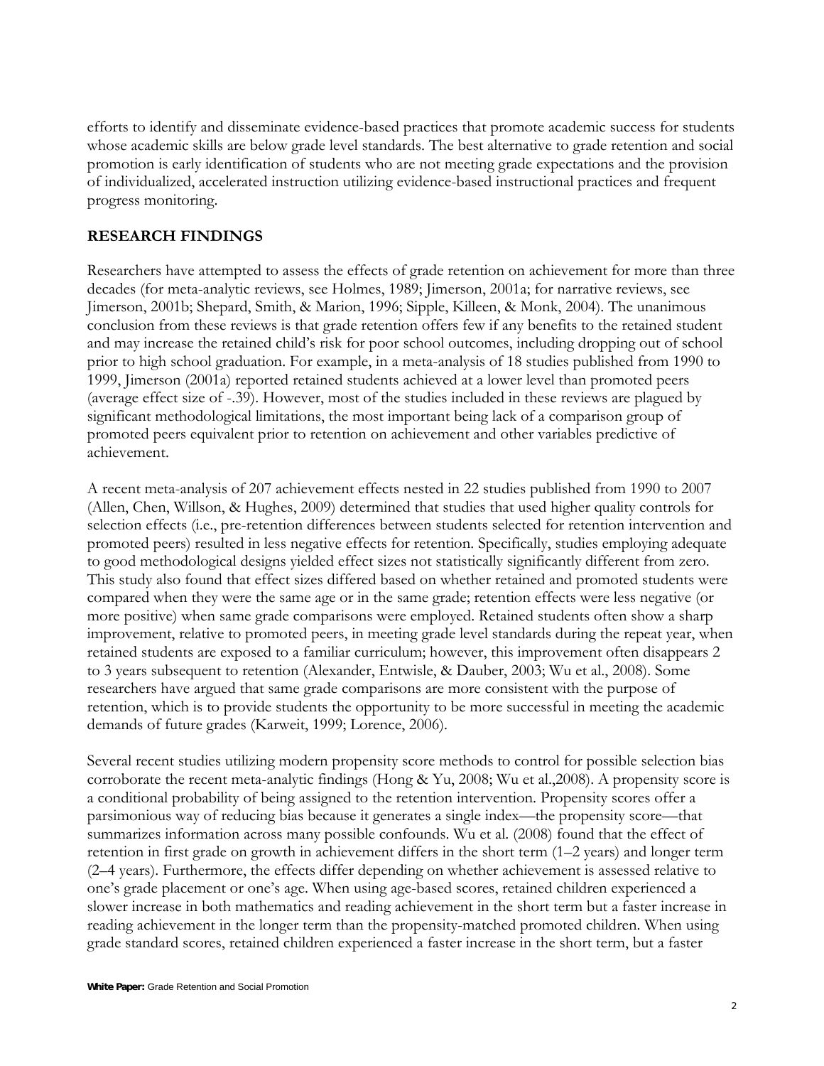efforts to identify and disseminate evidence-based practices that promote academic success for students whose academic skills are below grade level standards. The best alternative to grade retention and social promotion is early identification of students who are not meeting grade expectations and the provision of individualized, accelerated instruction utilizing evidence-based instructional practices and frequent progress monitoring.

## RESEARCH FINDINGS

Researchers have attempted to assess the effects of grade retention on achievement for more than three decades (for meta-analytic reviews, see Holmes, 1989; Jimerson, 2001a; for narrative reviews, see Jimerson, 2001b; Shepard, Smith, & Marion, 1996; Sipple, Killeen, & Monk, 2004). The unanimous conclusion from these reviews is that grade retention offers few if any benefits to the retained student and may increase the retained child's risk for poor school outcomes, including dropping out of school prior to high school graduation. For example, in a meta-analysis of 18 studies published from 1990 to 1999, Jimerson (2001a) reported retained students achieved at a lower level than promoted peers (average effect size of -.39). However, most of the studies included in these reviews are plagued by significant methodological limitations, the most important being lack of a comparison group of promoted peers equivalent prior to retention on achievement and other variables predictive of achievement.

A recent meta-analysis of 207 achievement effects nested in 22 studies published from 1990 to 2007 (Allen, Chen, Willson, & Hughes, 2009) determined that studies that used higher quality controls for selection effects (i.e., pre-retention differences between students selected for retention intervention and promoted peers) resulted in less negative effects for retention. Specifically, studies employing adequate to good methodological designs yielded effect sizes not statistically significantly different from zero. This study also found that effect sizes differed based on whether retained and promoted students were compared when they were the same age or in the same grade; retention effects were less negative (or more positive) when same grade comparisons were employed. Retained students often show a sharp improvement, relative to promoted peers, in meeting grade level standards during the repeat year, when retained students are exposed to a familiar curriculum; however, this improvement often disappears 2 to 3 years subsequent to retention (Alexander, Entwisle, & Dauber, 2003; Wu et al., 2008). Some researchers have argued that same grade comparisons are more consistent with the purpose of retention, which is to provide students the opportunity to be more successful in meeting the academic demands of future grades (Karweit, 1999; Lorence, 2006).

Several recent studies utilizing modern propensity score methods to control for possible selection bias corroborate the recent meta-analytic findings (Hong & Yu, 2008; Wu et al.,2008). A propensity score is a conditional probability of being assigned to the retention intervention. Propensity scores offer a parsimonious way of reducing bias because it generates a single index—the propensity score—that summarizes information across many possible confounds. Wu et al. (2008) found that the effect of retention in first grade on growth in achievement differs in the short term (1–2 years) and longer term (2–4 years). Furthermore, the effects differ depending on whether achievement is assessed relative to one's grade placement or one's age. When using age-based scores, retained children experienced a slower increase in both mathematics and reading achievement in the short term but a faster increase in reading achievement in the longer term than the propensity-matched promoted children. When using grade standard scores, retained children experienced a faster increase in the short term, but a faster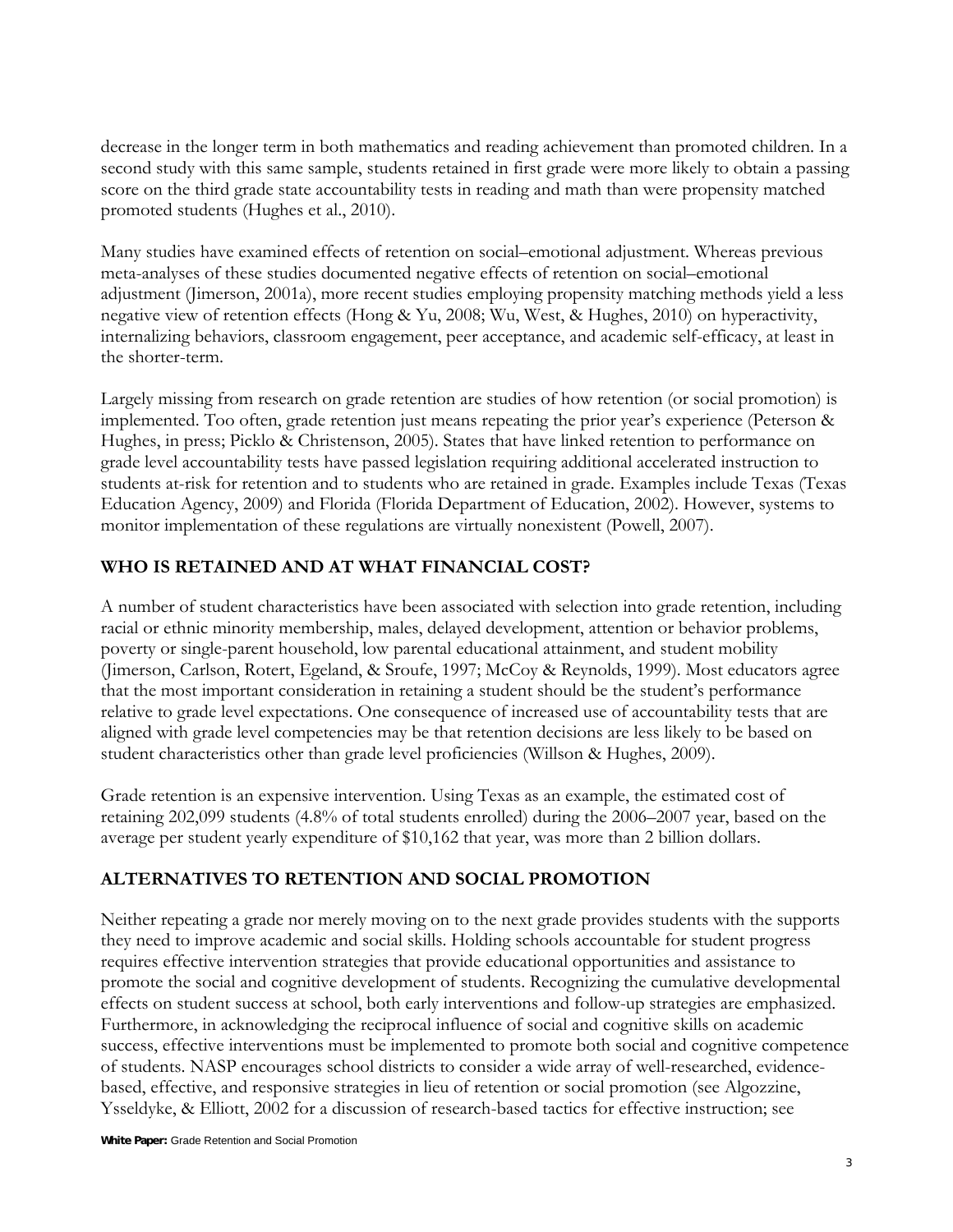decrease in the longer term in both mathematics and reading achievement than promoted children. In a second study with this same sample, students retained in first grade were more likely to obtain a passing score on the third grade state accountability tests in reading and math than were propensity matched promoted students (Hughes et al., 2010).

Many studies have examined effects of retention on social–emotional adjustment. Whereas previous meta-analyses of these studies documented negative effects of retention on social–emotional adjustment (Jimerson, 2001a), more recent studies employing propensity matching methods yield a less negative view of retention effects (Hong & Yu, 2008; Wu, West, & Hughes, 2010) on hyperactivity, internalizing behaviors, classroom engagement, peer acceptance, and academic self-efficacy, at least in the shorter-term.

Largely missing from research on grade retention are studies of how retention (or social promotion) is implemented. Too often, grade retention just means repeating the prior year's experience (Peterson & Hughes, in press; Picklo & Christenson, 2005). States that have linked retention to performance on grade level accountability tests have passed legislation requiring additional accelerated instruction to students at-risk for retention and to students who are retained in grade. Examples include Texas (Texas Education Agency, 2009) and Florida (Florida Department of Education, 2002). However, systems to monitor implementation of these regulations are virtually nonexistent (Powell, 2007).

## WHO IS RETAINED AND AT WHAT FINANCIAL COST?

A number of student characteristics have been associated with selection into grade retention, including racial or ethnic minority membership, males, delayed development, attention or behavior problems, poverty or single-parent household, low parental educational attainment, and student mobility (Jimerson, Carlson, Rotert, Egeland, & Sroufe, 1997; McCoy & Reynolds, 1999). Most educators agree that the most important consideration in retaining a student should be the student's performance relative to grade level expectations. One consequence of increased use of accountability tests that are aligned with grade level competencies may be that retention decisions are less likely to be based on student characteristics other than grade level proficiencies (Willson & Hughes, 2009).

Grade retention is an expensive intervention. Using Texas as an example, the estimated cost of retaining 202,099 students (4.8% of total students enrolled) during the 2006–2007 year, based on the average per student yearly expenditure of $10,162 that year, was more than 2 billion dollars.

## ALTERNATIVES TO RETENTION AND SOCIAL PROMOTION

Neither repeating a grade nor merely moving on to the next grade provides students with the supports they need to improve academic and social skills. Holding schools accountable for student progress requires effective intervention strategies that provide educational opportunities and assistance to promote the social and cognitive development of students. Recognizing the cumulative developmental effects on student success at school, both early interventions and follow-up strategies are emphasized. Furthermore, in acknowledging the reciprocal influence of social and cognitive skills on academic success, effective interventions must be implemented to promote both social and cognitive competence of students. NASP encourages school districts to consider a wide array of well-researched, evidence-based, effective, and responsive strategies in lieu of retention or social promotion (see Algozzine, Ysseldyke, & Elliott, 2002 for a discussion of research-based tactics for effective instruction; see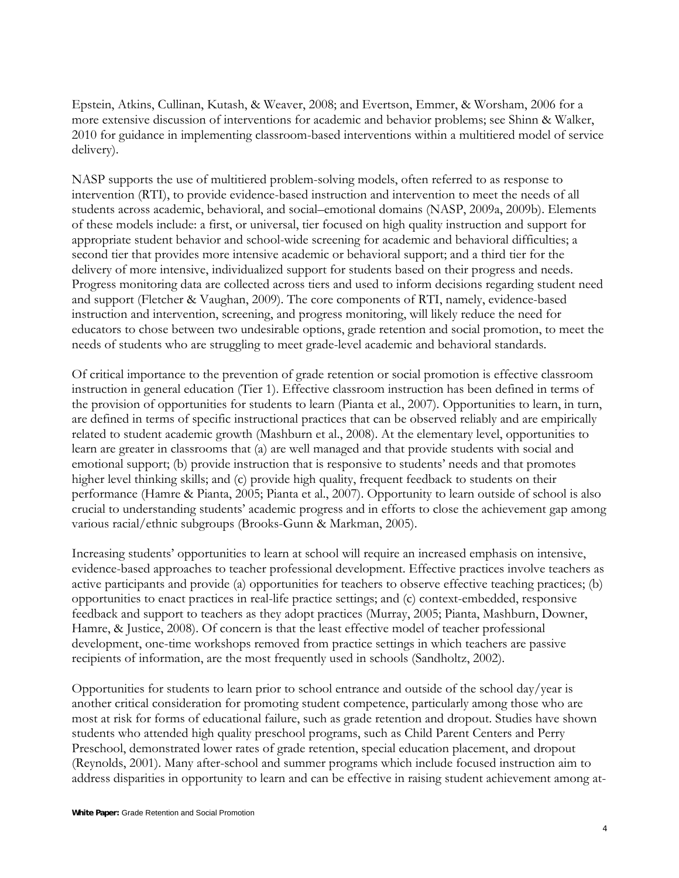Epstein, Atkins, Cullinan, Kutash, & Weaver, 2008; and Evertson, Emmer, & Worsham, 2006 for a more extensive discussion of interventions for academic and behavior problems; see Shinn & Walker, 2010 for guidance in implementing classroom-based interventions within a multitiered model of service delivery).

NASP supports the use of multitiered problem-solving models, often referred to as response to intervention (RTI), to provide evidence-based instruction and intervention to meet the needs of all students across academic, behavioral, and social–emotional domains (NASP, 2009a, 2009b). Elements of these models include: a first, or universal, tier focused on high quality instruction and support for appropriate student behavior and school-wide screening for academic and behavioral difficulties; a second tier that provides more intensive academic or behavioral support; and a third tier for the delivery of more intensive, individualized support for students based on their progress and needs. Progress monitoring data are collected across tiers and used to inform decisions regarding student need and support (Fletcher & Vaughan, 2009). The core components of RTI, namely, evidence-based instruction and intervention, screening, and progress monitoring, will likely reduce the need for educators to chose between two undesirable options, grade retention and social promotion, to meet the needs of students who are struggling to meet grade-level academic and behavioral standards.

Of critical importance to the prevention of grade retention or social promotion is effective classroom instruction in general education (Tier 1). Effective classroom instruction has been defined in terms of the provision of opportunities for students to learn (Pianta et al., 2007). Opportunities to learn, in turn, are defined in terms of specific instructional practices that can be observed reliably and are empirically related to student academic growth (Mashburn et al., 2008). At the elementary level, opportunities to learn are greater in classrooms that (a) are well managed and that provide students with social and emotional support; (b) provide instruction that is responsive to students' needs and that promotes higher level thinking skills; and (c) provide high quality, frequent feedback to students on their performance (Hamre & Pianta, 2005; Pianta et al., 2007). Opportunity to learn outside of school is also crucial to understanding students' academic progress and in efforts to close the achievement gap among various racial/ethnic subgroups (Brooks-Gunn & Markman, 2005).

Increasing students' opportunities to learn at school will require an increased emphasis on intensive, evidence-based approaches to teacher professional development. Effective practices involve teachers as active participants and provide (a) opportunities for teachers to observe effective teaching practices; (b) opportunities to enact practices in real-life practice settings; and (c) context-embedded, responsive feedback and support to teachers as they adopt practices (Murray, 2005; Pianta, Mashburn, Downer, Hamre, & Justice, 2008). Of concern is that the least effective model of teacher professional development, one-time workshops removed from practice settings in which teachers are passive recipients of information, are the most frequently used in schools (Sandholtz, 2002).

Opportunities for students to learn prior to school entrance and outside of the school day/year is another critical consideration for promoting student competence, particularly among those who are most at risk for forms of educational failure, such as grade retention and dropout. Studies have shown students who attended high quality preschool programs, such as Child Parent Centers and Perry Preschool, demonstrated lower rates of grade retention, special education placement, and dropout (Reynolds, 2001). Many after-school and summer programs which include focused instruction aim to address disparities in opportunity to learn and can be effective in raising student achievement among at-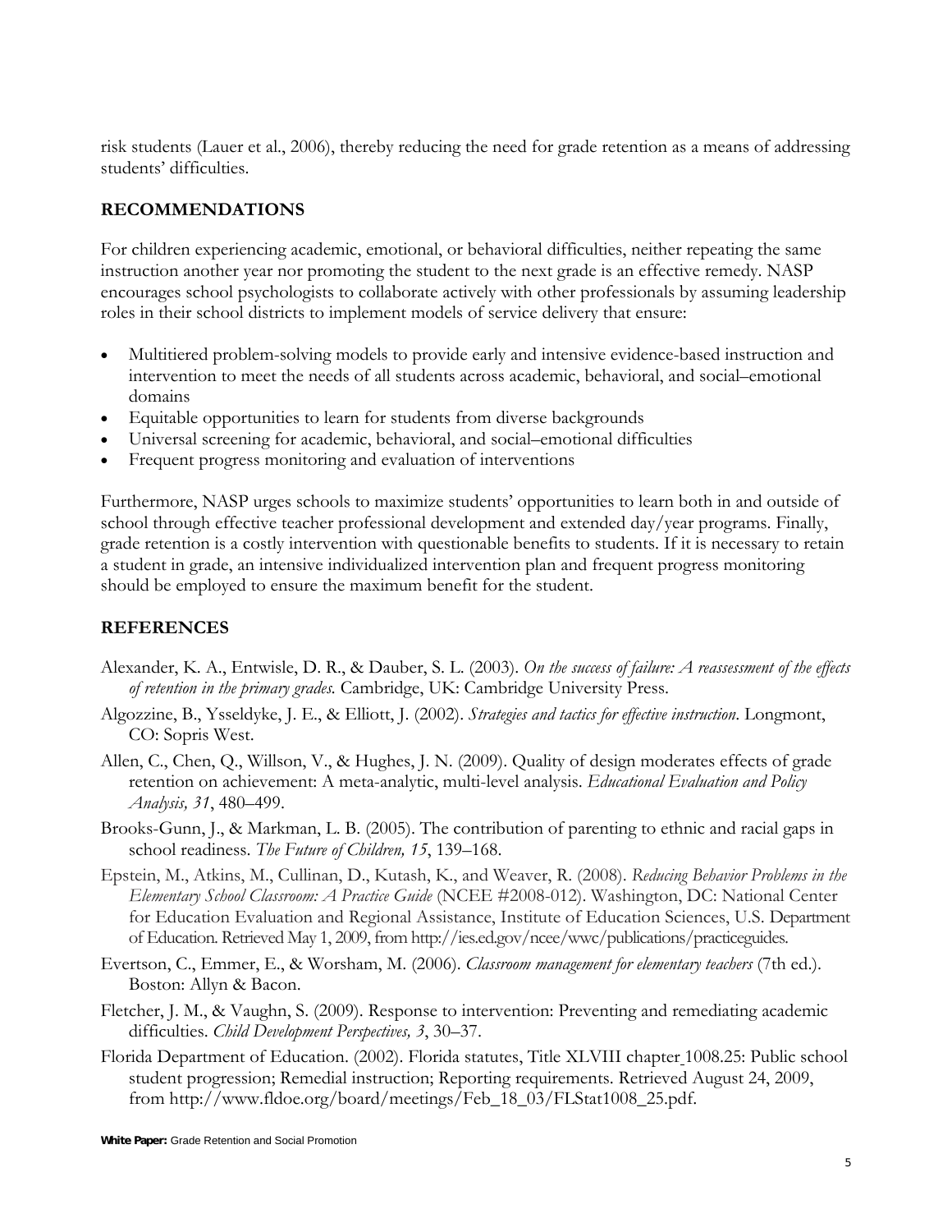risk students (Lauer et al., 2006), thereby reducing the need for grade retention as a means of addressing students' difficulties.

## RECOMMENDATIONS

For children experiencing academic, emotional, or behavioral difficulties, neither repeating the same instruction another year nor promoting the student to the next grade is an effective remedy. NASP encourages school psychologists to collaborate actively with other professionals by assuming leadership roles in their school districts to implement models of service delivery that ensure:

- Multitiered problem-solving models to provide early and intensive evidence-based instruction and intervention to meet the needs of all students across academic, behavioral, and social–emotional domains
- Equitable opportunities to learn for students from diverse backgrounds
- Universal screening for academic, behavioral, and social–emotional difficulties
- Frequent progress monitoring and evaluation of interventions

Furthermore, NASP urges schools to maximize students' opportunities to learn both in and outside of school through effective teacher professional development and extended day/year programs. Finally, grade retention is a costly intervention with questionable benefits to students. If it is necessary to retain a student in grade, an intensive individualized intervention plan and frequent progress monitoring should be employed to ensure the maximum benefit for the student.

## REFERENCES

Alexander, K. A., Entwisle, D. R., & Dauber, S. L. (2003). *On the success of failure: A reassessment of the effects of retention in the primary grades.* Cambridge, UK: Cambridge University Press.

Algozzine, B., Ysseldyke, J. E., & Elliott, J. (2002). *Strategies and tactics for effective instruction*. Longmont, CO: Sopris West.

Allen, C., Chen, Q., Willson, V., & Hughes, J. N. (2009). Quality of design moderates effects of grade retention on achievement: A meta-analytic, multi-level analysis. *Educational Evaluation and Policy Analysis, 31*, 480–499.

Brooks-Gunn, J., & Markman, L. B. (2005). The contribution of parenting to ethnic and racial gaps in school readiness. *The Future of Children, 15*, 139–168.

Epstein, M., Atkins, M., Cullinan, D., Kutash, K., and Weaver, R. (2008). *Reducing Behavior Problems in the Elementary School Classroom: A Practice Guide* (NCEE #2008-012). Washington, DC: National Center for Education Evaluation and Regional Assistance, Institute of Education Sciences, U.S. Department of Education. Retrieved May 1, 2009, from http://ies.ed.gov/ncee/wwc/publications/practiceguides.

Evertson, C., Emmer, E., & Worsham, M. (2006). *Classroom management for elementary teachers* (7th ed.). Boston: Allyn & Bacon.

Fletcher, J. M., & Vaughn, S. (2009). Response to intervention: Preventing and remediating academic difficulties. *Child Development Perspectives, 3*, 30–37.

Florida Department of Education. (2002). Florida statutes, Title XLVIII chapter 1008.25: Public school student progression; Remedial instruction; Reporting requirements. Retrieved August 24, 2009, from http://www.fldoe.org/board/meetings/Feb_18_03/FLStat1008_25.pdf.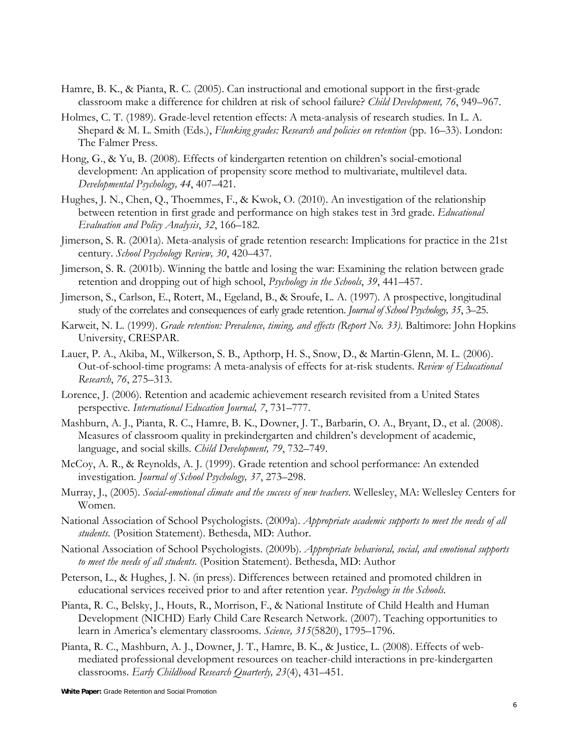Hamre, B. K., & Pianta, R. C. (2005). Can instructional and emotional support in the first-grade classroom make a difference for children at risk of school failure? *Child Development, 76*, 949–967.

Holmes, C. T. (1989). Grade-level retention effects: A meta-analysis of research studies. In L. A. Shepard & M. L. Smith (Eds.), *Flunking grades: Research and policies on retention* (pp. 16–33). London: The Falmer Press.

Hong, G., & Yu, B. (2008). Effects of kindergarten retention on children's social-emotional development: An application of propensity score method to multivariate, multilevel data. *Developmental Psychology, 44*, 407–421.

Hughes, J. N., Chen, Q., Thoemmes, F., & Kwok, O. (2010). An investigation of the relationship between retention in first grade and performance on high stakes test in 3rd grade. *Educational Evaluation and Policy Analysis*, *32*, 166–182.

Jimerson, S. R. (2001a). Meta-analysis of grade retention research: Implications for practice in the 21st century. *School Psychology Review, 30*, 420–437.

Jimerson, S. R. (2001b). Winning the battle and losing the war: Examining the relation between grade retention and dropping out of high school, *Psychology in the Schools*, *39*, 441–457.

Jimerson, S., Carlson, E., Rotert, M., Egeland, B., & Sroufe, L. A. (1997). A prospective, longitudinal study of the correlates and consequences of early grade retention. *Journal of School Psychology, 35*, 3–25.

Karweit, N. L. (1999). *Grade retention: Prevalence, timing, and effects (Report No. 33)*. Baltimore: John Hopkins University, CRESPAR.

Lauer, P. A., Akiba, M., Wilkerson, S. B., Apthorp, H. S., Snow, D., & Martin-Glenn, M. L. (2006). Out-of-school-time programs: A meta-analysis of effects for at-risk students. *Review of Educational Research*, *76*, 275–313.

Lorence, J. (2006). Retention and academic achievement research revisited from a United States perspective. *International Education Journal, 7*, 731–777.

Mashburn, A. J., Pianta, R. C., Hamre, B. K., Downer, J. T., Barbarin, O. A., Bryant, D., et al. (2008). Measures of classroom quality in prekindergarten and children's development of academic, language, and social skills. *Child Development, 79*, 732–749.

McCoy, A. R., & Reynolds, A. J. (1999). Grade retention and school performance: An extended investigation. *Journal of School Psychology, 37*, 273–298.

Murray, J., (2005). *Social-emotional climate and the success of new teachers*. Wellesley, MA: Wellesley Centers for Women.

National Association of School Psychologists. (2009a). *Appropriate academic supports to meet the needs of all students.* (Position Statement). Bethesda, MD: Author.

National Association of School Psychologists. (2009b). *Appropriate behavioral, social, and emotional supports to meet the needs of all students.* (Position Statement). Bethesda, MD: Author

Peterson, L., & Hughes, J. N. (in press). Differences between retained and promoted children in educational services received prior to and after retention year. *Psychology in the Schools.*

Pianta, R. C., Belsky, J., Houts, R., Morrison, F., & National Institute of Child Health and Human Development (NICHD) Early Child Care Research Network. (2007). Teaching opportunities to learn in America's elementary classrooms. *Science, 315*(5820), 1795–1796.

Pianta, R. C., Mashburn, A. J., Downer, J. T., Hamre, B. K., & Justice, L. (2008). Effects of web-mediated professional development resources on teacher-child interactions in pre-kindergarten classrooms. *Early Childhood Research Quarterly, 23*(4), 431–451.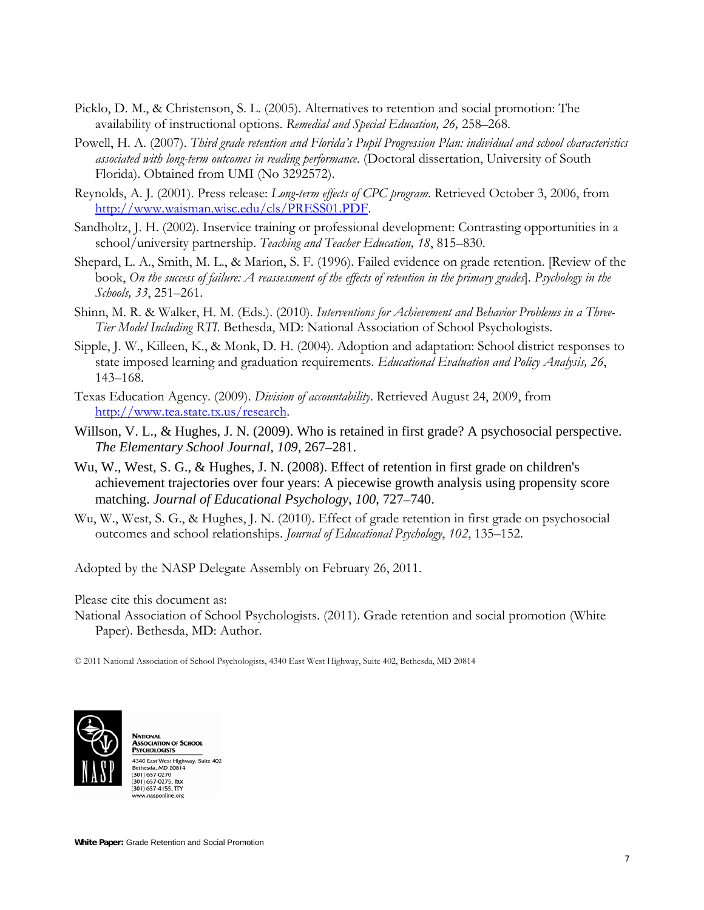Picklo, D. M., & Christenson, S. L. (2005). Alternatives to retention and social promotion: The availability of instructional options. *Remedial and Special Education, 26,* 258–268.

Powell, H. A. (2007). *Third grade retention and Florida's Pupil Progression Plan: individual and school characteristics associated with long-term outcomes in reading performance.* (Doctoral dissertation, University of South Florida). Obtained from UMI (No 3292572).

Reynolds, A. J. (2001). Press release: *Long-term effects of CPC program.* Retrieved October 3, 2006, from http://www.waisman.wisc.edu/cls/PRESS01.PDF.

Sandholtz, J. H. (2002). Inservice training or professional development: Contrasting opportunities in a school/university partnership. *Teaching and Teacher Education, 18*, 815–830.

Shepard, L. A., Smith, M. L., & Marion, S. F. (1996). Failed evidence on grade retention. [Review of the book, *On the success of failure: A reassessment of the effects of retention in the primary grades*]. *Psychology in the Schools, 33*, 251–261.

Shinn, M. R. & Walker, H. M. (Eds.). (2010). *Interventions for Achievement and Behavior Problems in a Three-Tier Model Including RTI.* Bethesda, MD: National Association of School Psychologists.

Sipple, J. W., Killeen, K., & Monk, D. H. (2004). Adoption and adaptation: School district responses to state imposed learning and graduation requirements. *Educational Evaluation and Policy Analysis, 26*, 143–168.

Texas Education Agency. (2009). *Division of accountability*. Retrieved August 24, 2009, from http://www.tea.state.tx.us/research.

Willson, V. L., & Hughes, J. N. (2009). Who is retained in first grade? A psychosocial perspective. *The Elementary School Journal*, *109*, 267–281.

Wu, W., West, S. G., & Hughes, J. N. (2008). Effect of retention in first grade on children's achievement trajectories over four years: A piecewise growth analysis using propensity score matching. *Journal of Educational Psychology*, *100*, 727–740.

Wu, W., West, S. G., & Hughes, J. N. (2010). Effect of grade retention in first grade on psychosocial outcomes and school relationships. *Journal of Educational Psychology*, *102*, 135–152.

Adopted by the NASP Delegate Assembly on February 26, 2011.

Please cite this document as:

National Association of School Psychologists. (2011). Grade retention and social promotion (White Paper). Bethesda, MD: Author.

© 2011 National Association of School Psychologists, 4340 East West Highway, Suite 402, Bethesda, MD 20814

NATIONAL ASSOCIATION OF SCHOOL PSYCHOLOGISTS
4340 East West Highway, Suite 402
Bethesda, MD 20814
(301) 657-0270
(301) 657-0275, fax
(301) 657-4155, TTY
www.nasponline.org